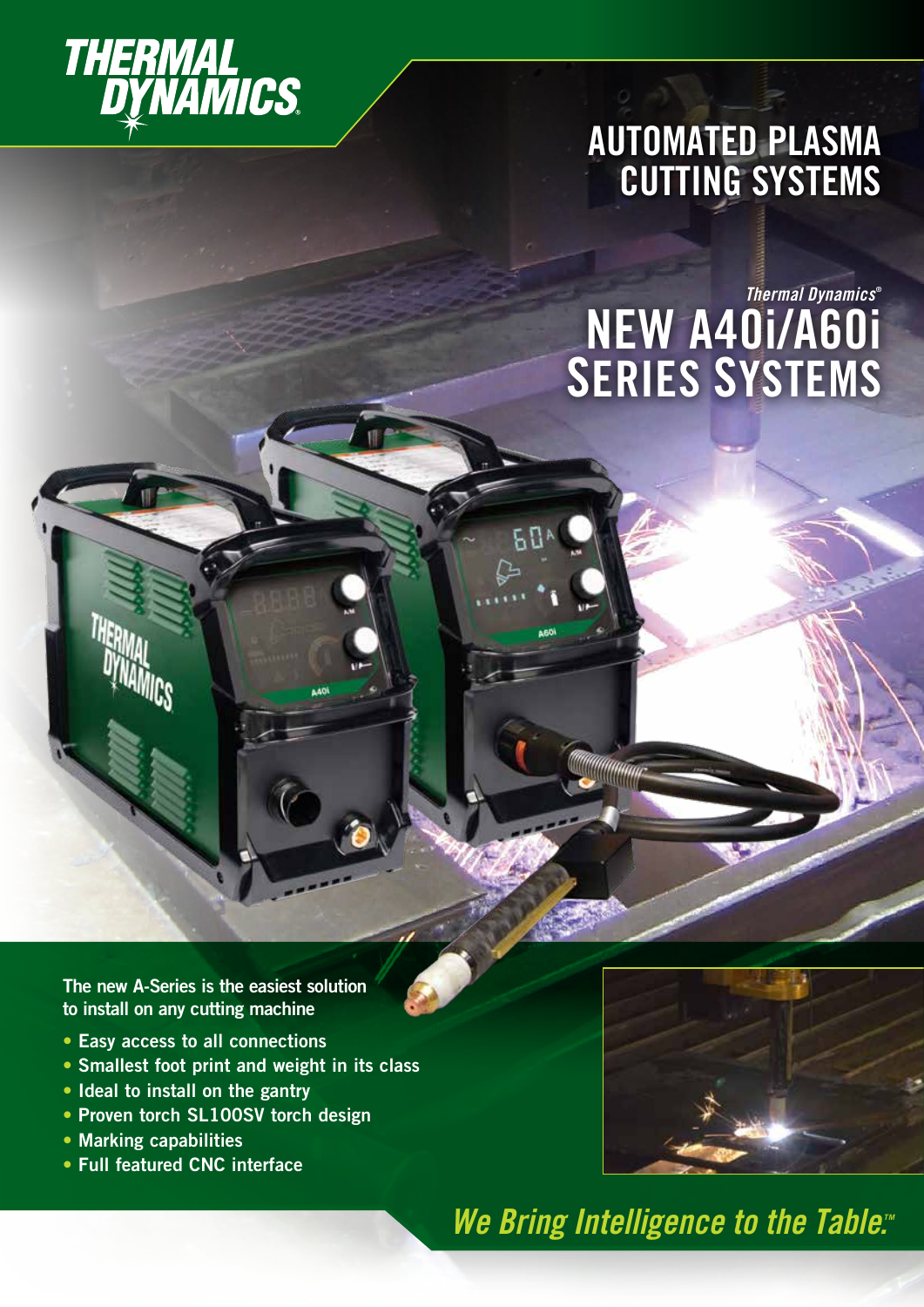THERMAL DYNAMICS

# AUTOMATED PLASMA CUTTING SYSTEMS

*Thermal Dynamics®*

## NEW A40i/A60i SERIES SYSTEMS

The new A-Series is the easiest solution to install on any cutting machine

- Easy access to all connections
- Smallest foot print and weight in its class
- Ideal to install on the gantry
- Proven torch SL100SV torch design
- Marking capabilities
- Full featured CNC interface

*We Bring Intelligence to the Table.™*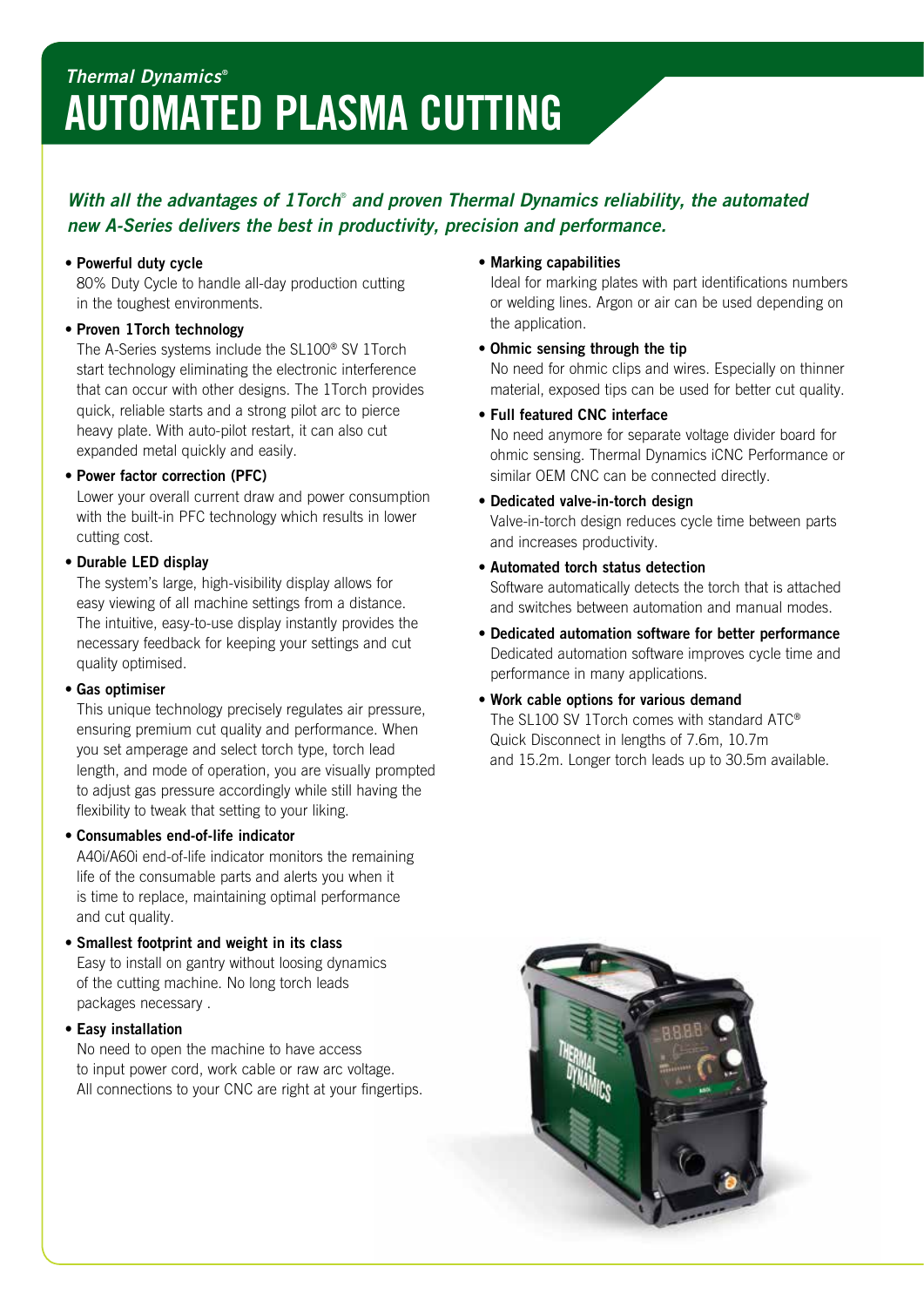*Thermal Dynamics®*

# AUTOMATED PLASMA CUTTING

***With all the advantages of 1Torch® and proven Thermal Dynamics reliability, the automated new A-Series delivers the best in productivity, precision and performance.***

- **Powerful duty cycle**
  80% Duty Cycle to handle all-day production cutting in the toughest environments.
- **Proven 1Torch technology**
  The A-Series systems include the SL100® SV 1Torch start technology eliminating the electronic interference that can occur with other designs. The 1Torch provides quick, reliable starts and a strong pilot arc to pierce heavy plate. With auto-pilot restart, it can also cut expanded metal quickly and easily.
- **Power factor correction (PFC)**
  Lower your overall current draw and power consumption with the built-in PFC technology which results in lower cutting cost.
- **Durable LED display**
  The system's large, high-visibility display allows for easy viewing of all machine settings from a distance. The intuitive, easy-to-use display instantly provides the necessary feedback for keeping your settings and cut quality optimised.
- **Gas optimiser**
  This unique technology precisely regulates air pressure, ensuring premium cut quality and performance. When you set amperage and select torch type, torch lead length, and mode of operation, you are visually prompted to adjust gas pressure accordingly while still having the flexibility to tweak that setting to your liking.
- **Consumables end-of-life indicator**
  A40i/A60i end-of-life indicator monitors the remaining life of the consumable parts and alerts you when it is time to replace, maintaining optimal performance and cut quality.
- **Smallest footprint and weight in its class**
  Easy to install on gantry without loosing dynamics of the cutting machine. No long torch leads packages necessary .
- **Easy installation**
  No need to open the machine to have access to input power cord, work cable or raw arc voltage. All connections to your CNC are right at your fingertips.
- **Marking capabilities**
  Ideal for marking plates with part identifications numbers or welding lines. Argon or air can be used depending on the application.
- **Ohmic sensing through the tip**
  No need for ohmic clips and wires. Especially on thinner material, exposed tips can be used for better cut quality.
- **Full featured CNC interface**
  No need anymore for separate voltage divider board for ohmic sensing. Thermal Dynamics iCNC Performance or similar OEM CNC can be connected directly.
- **Dedicated valve-in-torch design**
  Valve-in-torch design reduces cycle time between parts and increases productivity.
- **Automated torch status detection**
  Software automatically detects the torch that is attached and switches between automation and manual modes.
- **Dedicated automation software for better performance**
  Dedicated automation software improves cycle time and performance in many applications.
- **Work cable options for various demand**
  The SL100 SV 1Torch comes with standard ATC® Quick Disconnect in lengths of 7.6m, 10.7m and 15.2m. Longer torch leads up to 30.5m available.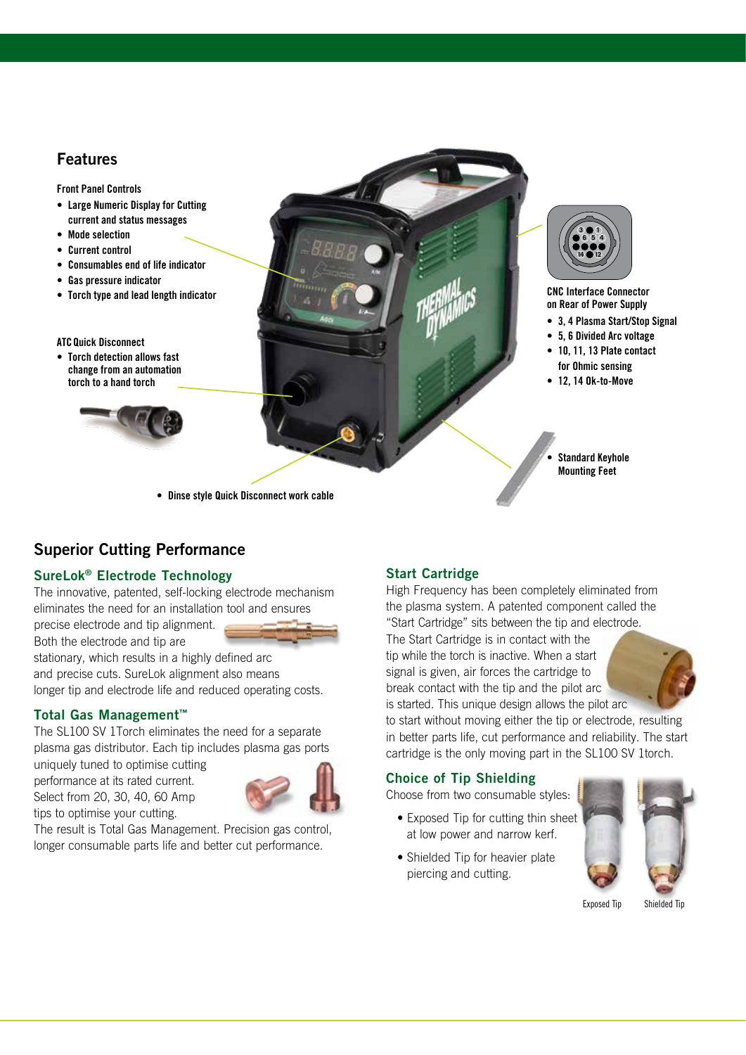## Features

**Front Panel Controls**

- Large Numeric Display for Cutting current and status messages
- Mode selection
- Current control
- Consumables end of life indicator
- Gas pressure indicator
- Torch type and lead length indicator

**ATC Quick Disconnect**

- Torch detection allows fast change from an automation torch to a hand torch

**CNC Interface Connector on Rear of Power Supply**

- 3, 4 Plasma Start/Stop Signal
- 5, 6 Divided Arc voltage
- 10, 11, 13 Plate contact for Ohmic sensing
- 12, 14 Ok-to-Move

- Standard Keyhole Mounting Feet

- Dinse style Quick Disconnect work cable

## Superior Cutting Performance

### SureLok® Electrode Technology

The innovative, patented, self-locking electrode mechanism eliminates the need for an installation tool and ensures precise electrode and tip alignment. Both the electrode and tip are stationary, which results in a highly defined arc and precise cuts. SureLok alignment also means longer tip and electrode life and reduced operating costs.

### Total Gas Management™

The SL100 SV 1Torch eliminates the need for a separate plasma gas distributor. Each tip includes plasma gas ports uniquely tuned to optimise cutting performance at its rated current. Select from 20, 30, 40, 60 Amp tips to optimise your cutting.

The result is Total Gas Management. Precision gas control, longer consumable parts life and better cut performance.

### Start Cartridge

High Frequency has been completely eliminated from the plasma system. A patented component called the "Start Cartridge" sits between the tip and electrode. The Start Cartridge is in contact with the tip while the torch is inactive. When a start signal is given, air forces the cartridge to break contact with the tip and the pilot arc is started. This unique design allows the pilot arc to start without moving either the tip or electrode, resulting in better parts life, cut performance and reliability. The start cartridge is the only moving part in the SL100 SV 1torch.

### Choice of Tip Shielding

Choose from two consumable styles:

- Exposed Tip for cutting thin sheet at low power and narrow kerf.
- Shielded Tip for heavier plate piercing and cutting.

Exposed Tip Shielded Tip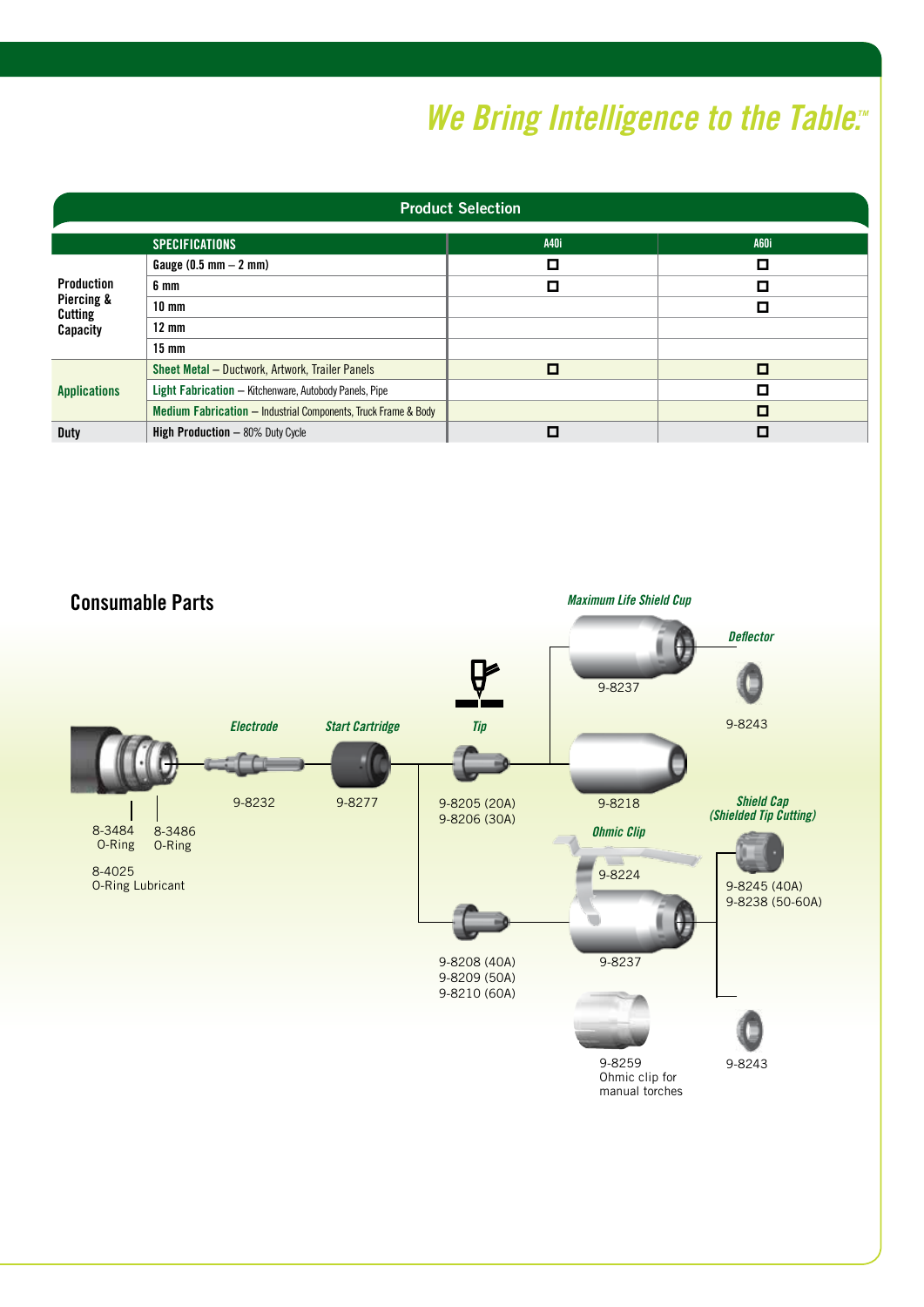*We Bring Intelligence to the Table.™*

## Product Selection

| | SPECIFICATIONS | A40i | A60i |
|---|---|---|---|
| Production Piercing & Cutting Capacity | Gauge (0.5 mm – 2 mm) | ☐ | ☐ |
| | 6 mm | ☐ | ☐ |
| | 10 mm | | ☐ |
| | 12 mm | | |
| | 15 mm | | |
| Applications | **Sheet Metal** – Ductwork, Artwork, Trailer Panels | ☐ | ☐ |
| | **Light Fabrication** – Kitchenware, Autobody Panels, Pipe | | ☐ |
| | **Medium Fabrication** – Industrial Components, Truck Frame & Body | | ☐ |
| Duty | **High Production** – 80% Duty Cycle | ☐ | ☐ |

## Consumable Parts

- 8-3484 O-Ring
- 8-3486 O-Ring
- 8-4025 O-Ring Lubricant
- *Electrode*: 9-8232
- *Start Cartridge*: 9-8277
- *Tip*: 9-8205 (20A), 9-8206 (30A)
- *Tip*: 9-8208 (40A), 9-8209 (50A), 9-8210 (60A)
- *Maximum Life Shield Cup*: 9-8237
- 9-8218
- *Deflector*: 9-8243
- *Ohmic Clip*: 9-8224
- 9-8237
- *Shield Cap (Shielded Tip Cutting)*: 9-8245 (40A), 9-8238 (50-60A)
- 9-8243
- 9-8259 Ohmic clip for manual torches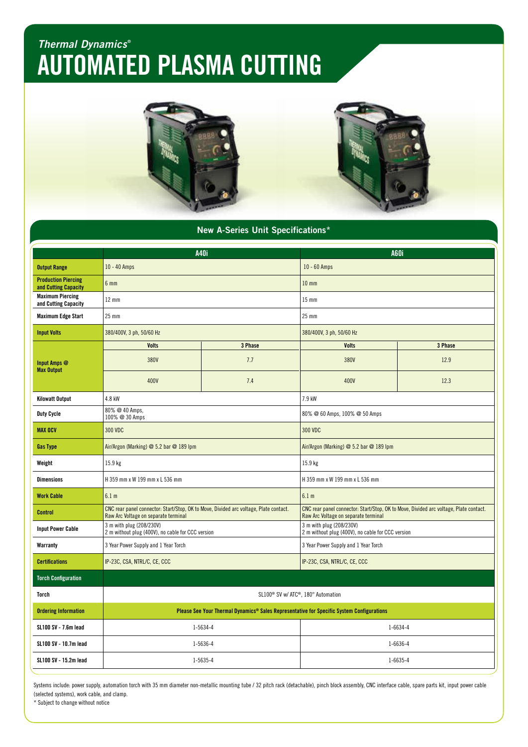*Thermal Dynamics®*

# AUTOMATED PLASMA CUTTING

## New A-Series Unit Specifications*

| | A40i | | A60i | |
|---|---|---|---|---|
| **Output Range** | 10 - 40 Amps | | 10 - 60 Amps | |
| **Production Piercing and Cutting Capacity** | 6 mm | | 10 mm | |
| **Maximum Piercing and Cutting Capacity** | 12 mm | | 15 mm | |
| **Maximum Edge Start** | 25 mm | | 25 mm | |
| **Input Volts** | 380/400V, 3 ph, 50/60 Hz | | 380/400V, 3 ph, 50/60 Hz | |
| **Input Amps @ Max Output** | **Volts** | **3 Phase** | **Volts** | **3 Phase** |
| | 380V | 7.7 | 380V | 12.9 |
| | 400V | 7.4 | 400V | 12.3 |
| **Kilowatt Output** | 4.8 kW | | 7.9 kW | |
| **Duty Cycle** | 80% @ 40 Amps, 100% @ 30 Amps | | 80% @ 60 Amps, 100% @ 50 Amps | |
| **MAX OCV** | 300 VDC | | 300 VDC | |
| **Gas Type** | Air/Argon (Marking) @ 5.2 bar @ 189 lpm | | Air/Argon (Marking) @ 5.2 bar @ 189 lpm | |
| **Weight** | 15.9 kg | | 15.9 kg | |
| **Dimensions** | H 359 mm x W 199 mm x L 536 mm | | H 359 mm x W 199 mm x L 536 mm | |
| **Work Cable** | 6.1 m | | 6.1 m | |
| **Control** | CNC rear panel connector: Start/Stop, OK to Move, Divided arc voltage, Plate contact. Raw Arc Voltage on separate terminal | | CNC rear panel connector: Start/Stop, OK to Move, Divided arc voltage, Plate contact. Raw Arc Voltage on separate terminal | |
| **Input Power Cable** | 3 m with plug (208/230V) 2 m without plug (400V), no cable for CCC version | | 3 m with plug (208/230V) 2 m without plug (400V), no cable for CCC version | |
| **Warranty** | 3 Year Power Supply and 1 Year Torch | | 3 Year Power Supply and 1 Year Torch | |
| **Certifications** | IP-23C, CSA, NTRL/C, CE, CCC | | IP-23C, CSA, NTRL/C, CE, CCC | |
| **Torch Configuration** | | | | |
| **Torch** | SL100® SV w/ ATC®, 180° Automation | | | |
| **Ordering Information** | **Please See Your Thermal Dynamics® Sales Representative for Specific System Configurations** | | | |
| **SL100 SV - 7.6m lead** | 1-5634-4 | | 1-6634-4 | |
| **SL100 SV - 10.7m lead** | 1-5636-4 | | 1-6636-4 | |
| **SL100 SV - 15.2m lead** | 1-5635-4 | | 1-6635-4 | |

Systems include: power supply, automation torch with 35 mm diameter non-metallic mounting tube / 32 pitch rack (detachable), pinch block assembly, CNC interface cable, spare parts kit, input power cable (selected systems), work cable, and clamp.

* Subject to change without notice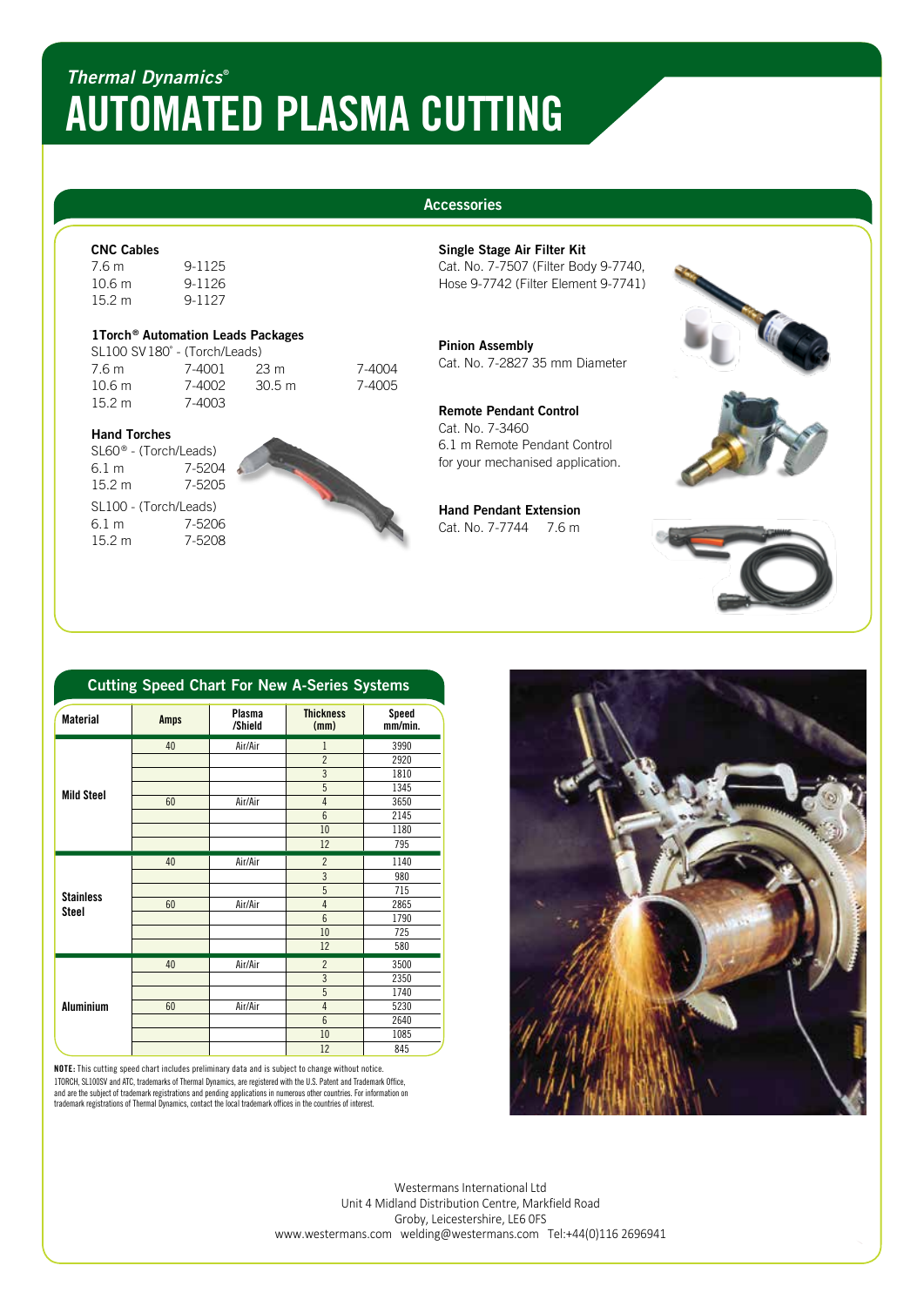*Thermal Dynamics®*

# AUTOMATED PLASMA CUTTING

## Accessories

**CNC Cables**

| | |
|---|---|
| 7.6 m | 9-1125 |
| 10.6 m | 9-1126 |
| 15.2 m | 9-1127 |

**1Torch® Automation Leads Packages**

SL100 SV 180˚ - (Torch/Leads)

| | | | |
|---|---|---|---|
| 7.6 m | 7-4001 | 23 m | 7-4004 |
| 10.6 m | 7-4002 | 30.5 m | 7-4005 |
| 15.2 m | 7-4003 | | |

**Hand Torches**

SL60® - (Torch/Leads)

| | |
|---|---|
| 6.1 m | 7-5204 |
| 15.2 m | 7-5205 |

SL100 - (Torch/Leads)

| | |
|---|---|
| 6.1 m | 7-5206 |
| 15.2 m | 7-5208 |

**Single Stage Air Filter Kit**
Cat. No. 7-7507 (Filter Body 9-7740, Hose 9-7742 (Filter Element 9-7741)

**Pinion Assembly**
Cat. No. 7-2827 35 mm Diameter

**Remote Pendant Control**
Cat. No. 7-3460
6.1 m Remote Pendant Control for your mechanised application.

**Hand Pendant Extension**
Cat. No. 7-7744 7.6 m

## Cutting Speed Chart For New A-Series Systems

| Material | Amps | Plasma /Shield | Thickness (mm) | Speed mm/min. |
|---|---|---|---|---|
| Mild Steel | 40 | Air/Air | 1 | 3990 |
| | | | 2 | 2920 |
| | | | 3 | 1810 |
| | | | 5 | 1345 |
| | 60 | Air/Air | 4 | 3650 |
| | | | 6 | 2145 |
| | | | 10 | 1180 |
| | | | 12 | 795 |
| Stainless Steel | 40 | Air/Air | 2 | 1140 |
| | | | 3 | 980 |
| | | | 5 | 715 |
| | 60 | Air/Air | 4 | 2865 |
| | | | 6 | 1790 |
| | | | 10 | 725 |
| | | | 12 | 580 |
| Aluminium | 40 | Air/Air | 2 | 3500 |
| | | | 3 | 2350 |
| | | | 5 | 1740 |
| | 60 | Air/Air | 4 | 5230 |
| | | | 6 | 2640 |
| | | | 10 | 1085 |
| | | | 12 | 845 |

**NOTE:** This cutting speed chart includes preliminary data and is subject to change without notice.
1TORCH, SL100SV and ATC, trademarks of Thermal Dynamics, are registered with the U.S. Patent and Trademark Office, and are the subject of trademark registrations and pending applications in numerous other countries. For information on trademark registrations of Thermal Dynamics, contact the local trademark offices in the countries of interest.

Westermans International Ltd
Unit 4 Midland Distribution Centre, Markfield Road
Groby, Leicestershire, LE6 0FS
www.westermans.com welding@westermans.com Tel:+44(0)116 2696941